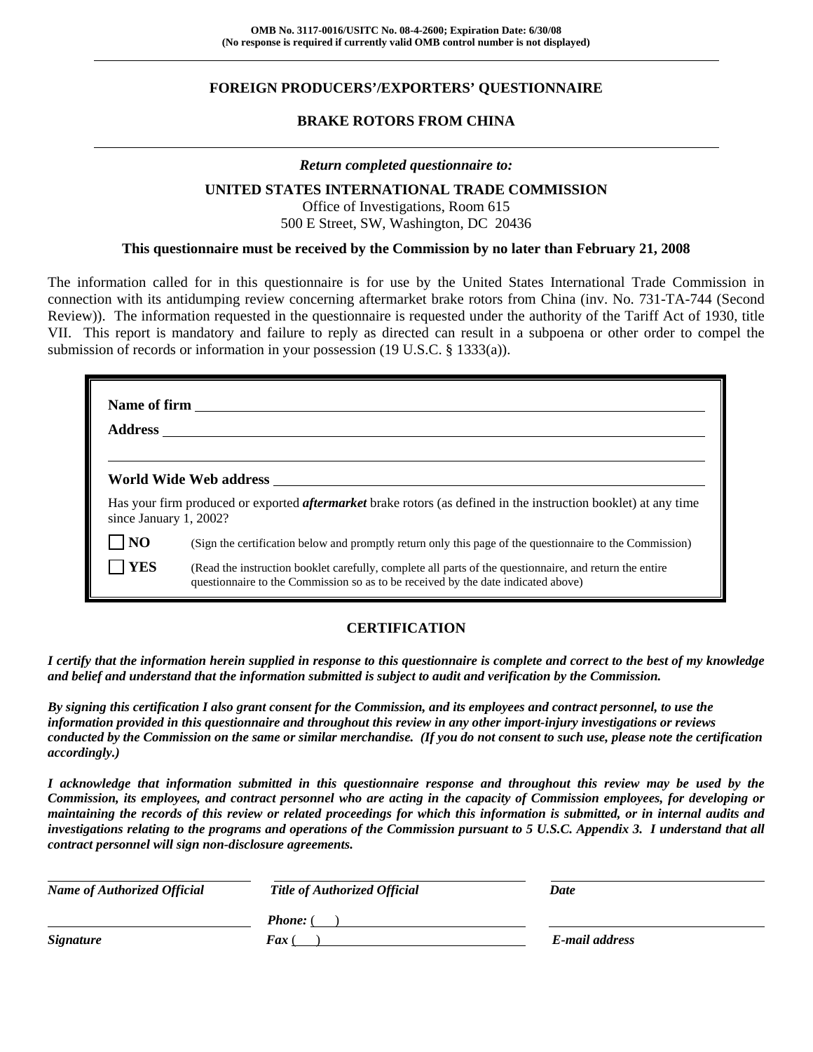**OMB No. 3117-0016/USITC No. 08-4-2600; Expiration Date: 6/30/08**
**(No response is required if currently valid OMB control number is not displayed)**

---

## FOREIGN PRODUCERS'/EXPORTERS' QUESTIONNAIRE

## BRAKE ROTORS FROM CHINA

---

***Return completed questionnaire to:***

**UNITED STATES INTERNATIONAL TRADE COMMISSION**
Office of Investigations, Room 615
500 E Street, SW, Washington, DC 20436

**This questionnaire must be received by the Commission by no later than February 21, 2008**

The information called for in this questionnaire is for use by the United States International Trade Commission in connection with its antidumping review concerning aftermarket brake rotors from China (inv. No. 731-TA-744 (Second Review)). The information requested in the questionnaire is requested under the authority of the Tariff Act of 1930, title VII. This report is mandatory and failure to reply as directed can result in a subpoena or other order to compel the submission of records or information in your possession (19 U.S.C. § 1333(a)).

**Name of firm** \_\_\_\_\_\_\_\_\_\_\_\_\_\_\_\_\_\_\_\_\_\_\_\_\_\_\_\_\_\_\_\_\_\_\_\_\_\_\_\_

**Address** \_\_\_\_\_\_\_\_\_\_\_\_\_\_\_\_\_\_\_\_\_\_\_\_\_\_\_\_\_\_\_\_\_\_\_\_\_\_\_\_

\_\_\_\_\_\_\_\_\_\_\_\_\_\_\_\_\_\_\_\_\_\_\_\_\_\_\_\_\_\_\_\_\_\_\_\_\_\_\_\_

**World Wide Web address** \_\_\_\_\_\_\_\_\_\_\_\_\_\_\_\_\_\_\_\_\_\_\_\_\_\_\_\_\_\_\_\_\_\_\_\_\_\_\_\_

Has your firm produced or exported ***aftermarket*** brake rotors (as defined in the instruction booklet) at any time since January 1, 2002?

☐ **NO** (Sign the certification below and promptly return only this page of the questionnaire to the Commission)

☐ **YES** (Read the instruction booklet carefully, complete all parts of the questionnaire, and return the entire questionnaire to the Commission so as to be received by the date indicated above)

### CERTIFICATION

***I certify that the information herein supplied in response to this questionnaire is complete and correct to the best of my knowledge and belief and understand that the information submitted is subject to audit and verification by the Commission.***

***By signing this certification I also grant consent for the Commission, and its employees and contract personnel, to use the information provided in this questionnaire and throughout this review in any other import-injury investigations or reviews conducted by the Commission on the same or similar merchandise. (If you do not consent to such use, please note the certification accordingly.)***

***I acknowledge that information submitted in this questionnaire response and throughout this review may be used by the Commission, its employees, and contract personnel who are acting in the capacity of Commission employees, for developing or maintaining the records of this review or related proceedings for which this information is submitted, or in internal audits and investigations relating to the programs and operations of the Commission pursuant to 5 U.S.C. Appendix 3. I understand that all contract personnel will sign non-disclosure agreements.***

| | | |
|---|---|---|
| \_\_\_\_\_\_\_\_\_\_\_\_\_\_\_\_\_\_\_\_ | \_\_\_\_\_\_\_\_\_\_\_\_\_\_\_\_\_\_\_\_ | \_\_\_\_\_\_\_\_\_\_\_\_\_\_\_\_\_\_\_\_ |
| ***Name of Authorized Official*** | ***Title of Authorized Official*** | ***Date*** |
| \_\_\_\_\_\_\_\_\_\_\_\_\_\_\_\_\_\_\_\_ | ***Phone:*** ( ) \_\_\_\_\_\_\_\_\_\_\_\_ | \_\_\_\_\_\_\_\_\_\_\_\_\_\_\_\_\_\_\_\_ |
| ***Signature*** | ***Fax*** ( ) \_\_\_\_\_\_\_\_\_\_\_\_ | ***E-mail address*** |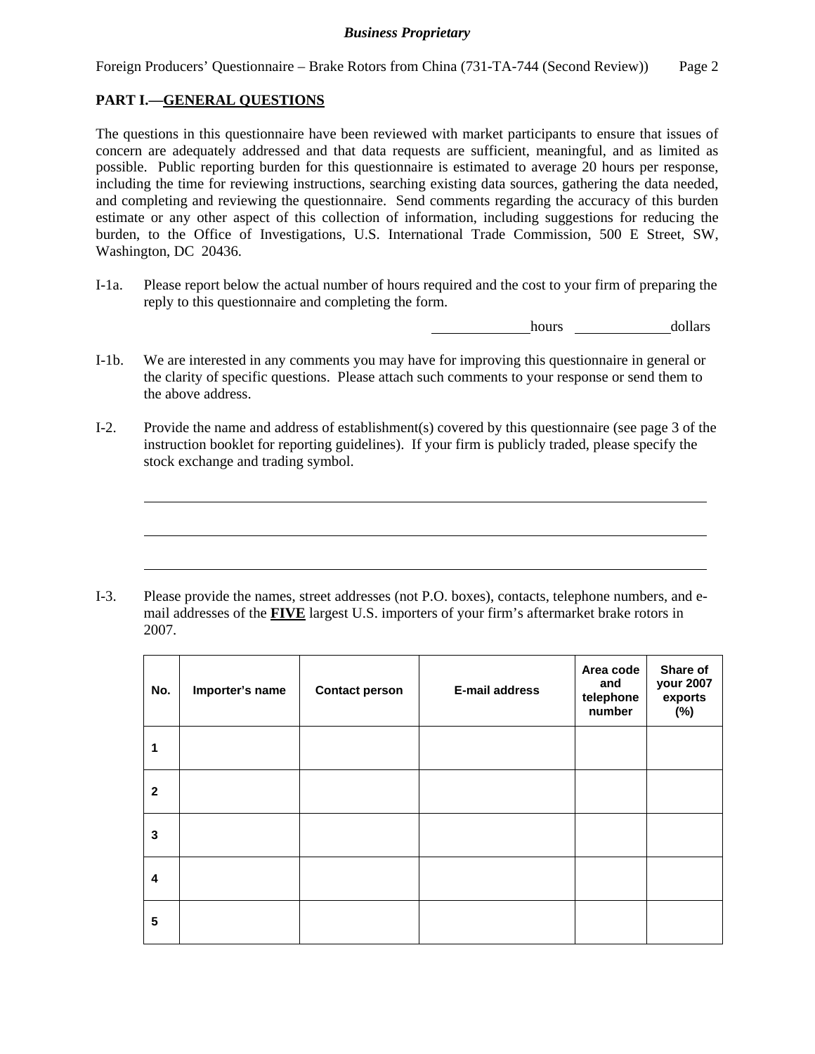## PART I.—GENERAL QUESTIONS

The questions in this questionnaire have been reviewed with market participants to ensure that issues of concern are adequately addressed and that data requests are sufficient, meaningful, and as limited as possible. Public reporting burden for this questionnaire is estimated to average 20 hours per response, including the time for reviewing instructions, searching existing data sources, gathering the data needed, and completing and reviewing the questionnaire. Send comments regarding the accuracy of this burden estimate or any other aspect of this collection of information, including suggestions for reducing the burden, to the Office of Investigations, U.S. International Trade Commission, 500 E Street, SW, Washington, DC 20436.

I-1a. Please report below the actual number of hours required and the cost to your firm of preparing the reply to this questionnaire and completing the form.

_____________ hours _____________ dollars

I-1b. We are interested in any comments you may have for improving this questionnaire in general or the clarity of specific questions. Please attach such comments to your response or send them to the above address.

I-2. Provide the name and address of establishment(s) covered by this questionnaire (see page 3 of the instruction booklet for reporting guidelines). If your firm is publicly traded, please specify the stock exchange and trading symbol.

______________________________________________________________________

______________________________________________________________________

______________________________________________________________________

I-3. Please provide the names, street addresses (not P.O. boxes), contacts, telephone numbers, and e-mail addresses of the **FIVE** largest U.S. importers of your firm's aftermarket brake rotors in 2007.

| No. | Importer's name | Contact person | E-mail address | Area code and telephone number | Share of your 2007 exports (%) |
|---|---|---|---|---|---|
| 1 | | | | | |
| 2 | | | | | |
| 3 | | | | | |
| 4 | | | | | |
| 5 | | | | | |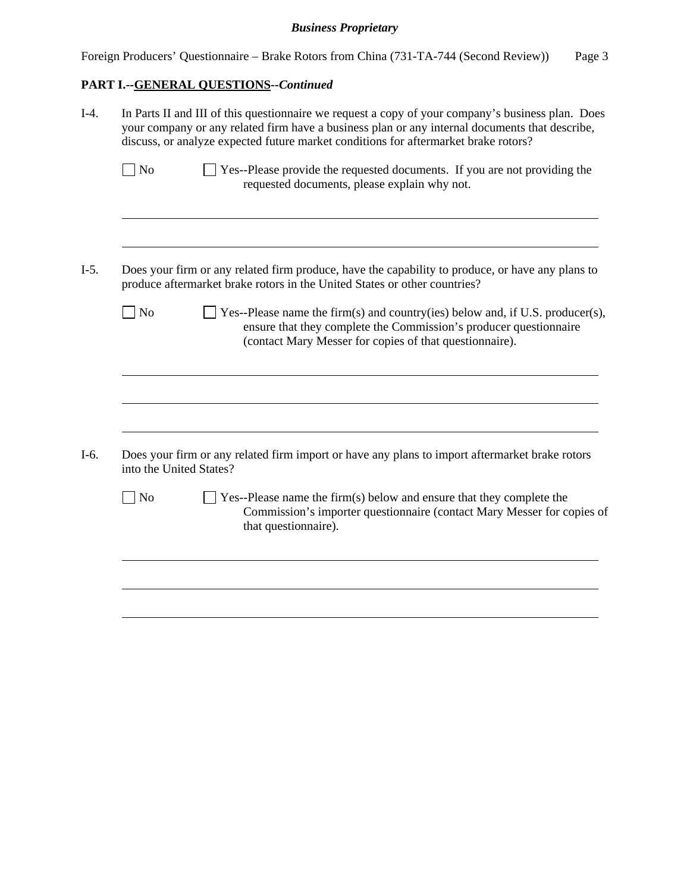**PART I.--GENERAL QUESTIONS--*Continued***

I-4. In Parts II and III of this questionnaire we request a copy of your company's business plan. Does your company or any related firm have a business plan or any internal documents that describe, discuss, or analyze expected future market conditions for aftermarket brake rotors?

☐ No ☐ Yes--Please provide the requested documents. If you are not providing the requested documents, please explain why not.

I-5. Does your firm or any related firm produce, have the capability to produce, or have any plans to produce aftermarket brake rotors in the United States or other countries?

☐ No ☐ Yes--Please name the firm(s) and country(ies) below and, if U.S. producer(s), ensure that they complete the Commission's producer questionnaire (contact Mary Messer for copies of that questionnaire).

I-6. Does your firm or any related firm import or have any plans to import aftermarket brake rotors into the United States?

☐ No ☐ Yes--Please name the firm(s) below and ensure that they complete the Commission's importer questionnaire (contact Mary Messer for copies of that questionnaire).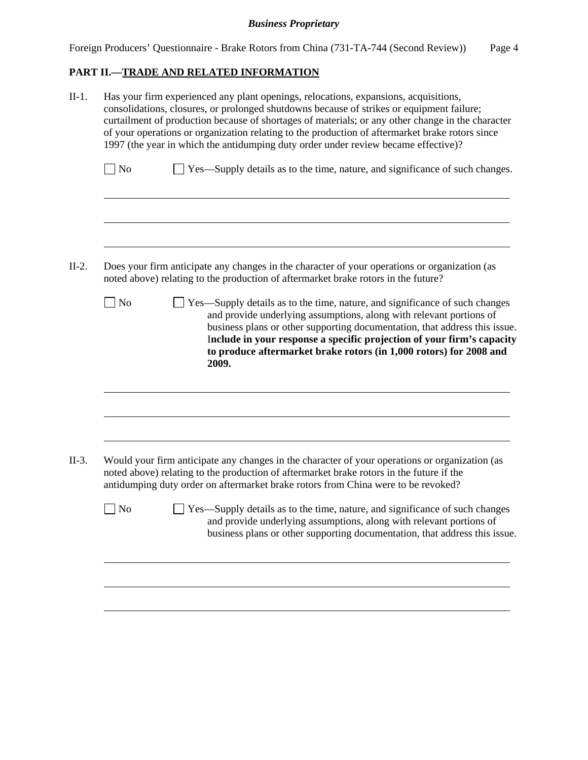## PART II.—<u>TRADE AND RELATED INFORMATION</u>

II-1. Has your firm experienced any plant openings, relocations, expansions, acquisitions, consolidations, closures, or prolonged shutdowns because of strikes or equipment failure; curtailment of production because of shortages of materials; or any other change in the character of your operations or organization relating to the production of aftermarket brake rotors since 1997 (the year in which the antidumping duty order under review became effective)?

☐ No ☐ Yes—Supply details as to the time, nature, and significance of such changes.

II-2. Does your firm anticipate any changes in the character of your operations or organization (as noted above) relating to the production of aftermarket brake rotors in the future?

☐ No ☐ Yes—Supply details as to the time, nature, and significance of such changes and provide underlying assumptions, along with relevant portions of business plans or other supporting documentation, that address this issue. **Include in your response a specific projection of your firm's capacity to produce aftermarket brake rotors (in 1,000 rotors) for 2008 and 2009.**

II-3. Would your firm anticipate any changes in the character of your operations or organization (as noted above) relating to the production of aftermarket brake rotors in the future if the antidumping duty order on aftermarket brake rotors from China were to be revoked?

☐ No ☐ Yes—Supply details as to the time, nature, and significance of such changes and provide underlying assumptions, along with relevant portions of business plans or other supporting documentation, that address this issue.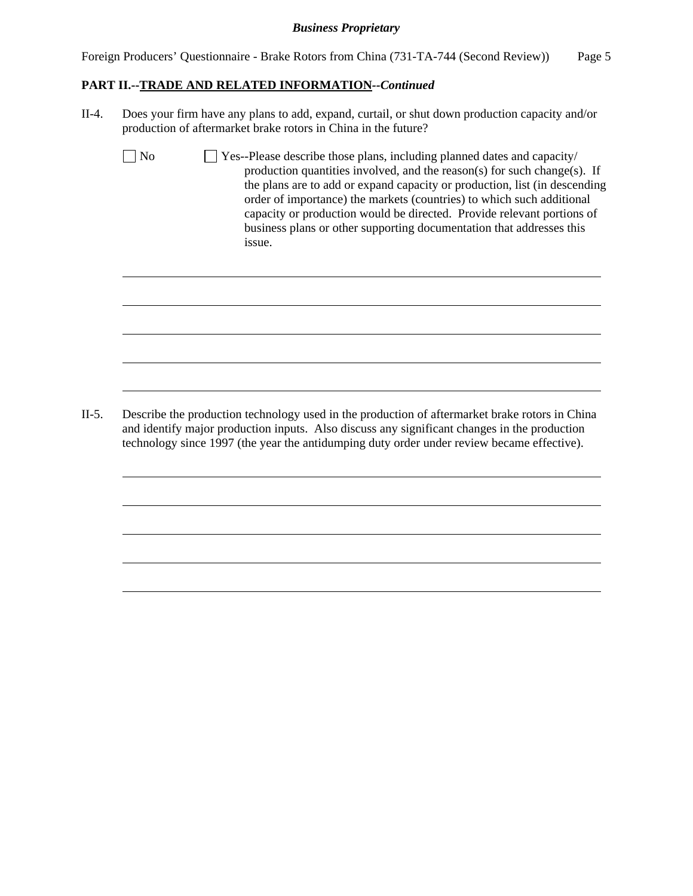## PART II.--TRADE AND RELATED INFORMATION--*Continued*

II-4. Does your firm have any plans to add, expand, curtail, or shut down production capacity and/or production of aftermarket brake rotors in China in the future?

☐ No ☐ Yes--Please describe those plans, including planned dates and capacity/ production quantities involved, and the reason(s) for such change(s). If the plans are to add or expand capacity or production, list (in descending order of importance) the markets (countries) to which such additional capacity or production would be directed. Provide relevant portions of business plans or other supporting documentation that addresses this issue.

______________________________________________________________________

______________________________________________________________________

______________________________________________________________________

______________________________________________________________________

______________________________________________________________________

II-5. Describe the production technology used in the production of aftermarket brake rotors in China and identify major production inputs. Also discuss any significant changes in the production technology since 1997 (the year the antidumping duty order under review became effective).

______________________________________________________________________

______________________________________________________________________

______________________________________________________________________

______________________________________________________________________

______________________________________________________________________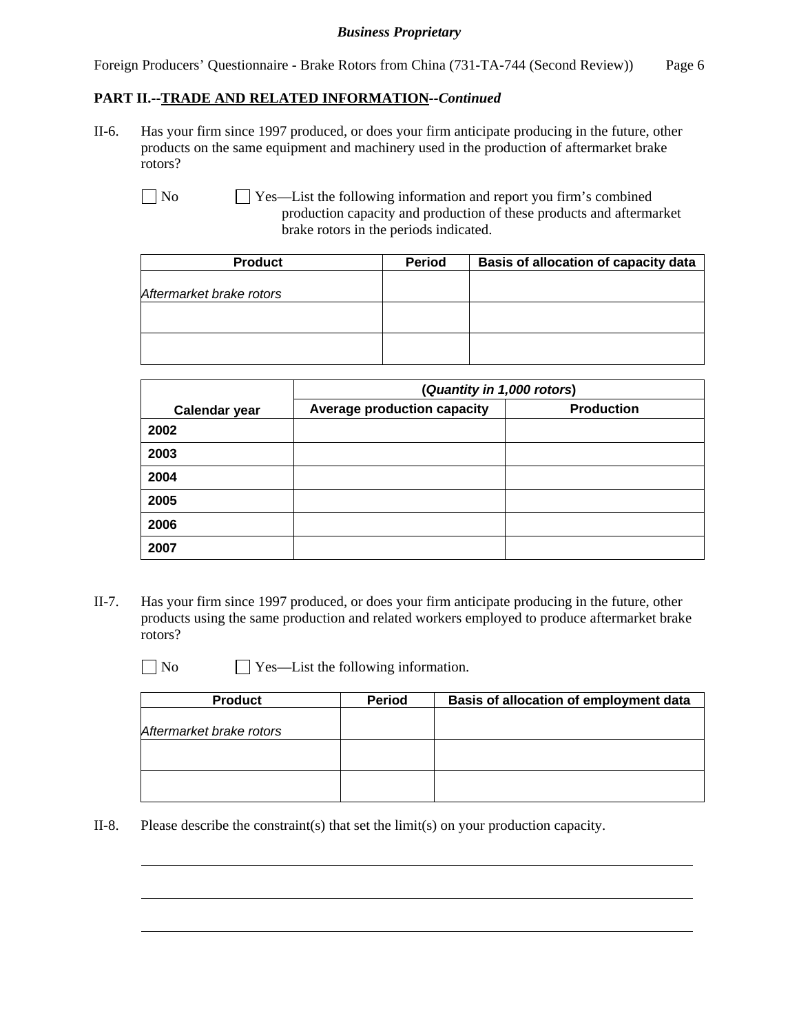**PART II.--TRADE AND RELATED INFORMATION--*Continued***

II-6. Has your firm since 1997 produced, or does your firm anticipate producing in the future, other products on the same equipment and machinery used in the production of aftermarket brake rotors?

☐ No ☐ Yes—List the following information and report you firm's combined production capacity and production of these products and aftermarket brake rotors in the periods indicated.

| Product | Period | Basis of allocation of capacity data |
|---|---|---|
| *Aftermarket brake rotors* | | |
| | | |
| | | |

| | (*Quantity in 1,000 rotors*) | |
|---|---|---|
| **Calendar year** | **Average production capacity** | **Production** |
| **2002** | | |
| **2003** | | |
| **2004** | | |
| **2005** | | |
| **2006** | | |
| **2007** | | |

II-7. Has your firm since 1997 produced, or does your firm anticipate producing in the future, other products using the same production and related workers employed to produce aftermarket brake rotors?

☐ No ☐ Yes—List the following information.

| Product | Period | Basis of allocation of employment data |
|---|---|---|
| *Aftermarket brake rotors* | | |
| | | |
| | | |

II-8. Please describe the constraint(s) that set the limit(s) on your production capacity.

______________________________________________________________________________

______________________________________________________________________________

______________________________________________________________________________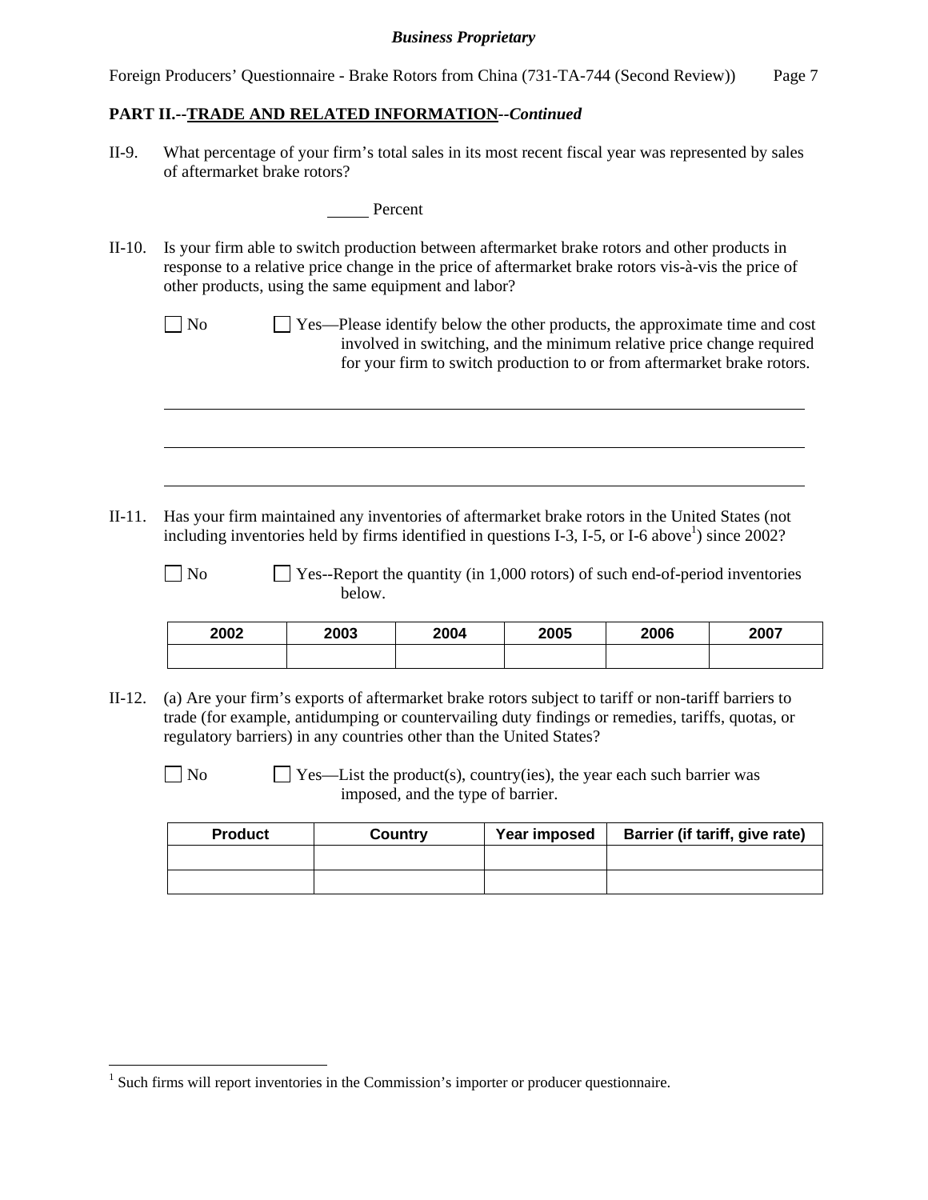**PART II.--TRADE AND RELATED INFORMATION--*Continued***

II-9. What percentage of your firm's total sales in its most recent fiscal year was represented by sales of aftermarket brake rotors?

_____ Percent

II-10. Is your firm able to switch production between aftermarket brake rotors and other products in response to a relative price change in the price of aftermarket brake rotors vis-à-vis the price of other products, using the same equipment and labor?

☐ No ☐ Yes—Please identify below the other products, the approximate time and cost involved in switching, and the minimum relative price change required for your firm to switch production to or from aftermarket brake rotors.

______________________________________________________________________________

______________________________________________________________________________

______________________________________________________________________________

II-11. Has your firm maintained any inventories of aftermarket brake rotors in the United States (not including inventories held by firms identified in questions I-3, I-5, or I-6 above[1]) since 2002?

☐ No ☐ Yes--Report the quantity (in 1,000 rotors) of such end-of-period inventories below.

| 2002 | 2003 | 2004 | 2005 | 2006 | 2007 |
|---|---|---|---|---|---|
| | | | | | |

II-12. (a) Are your firm's exports of aftermarket brake rotors subject to tariff or non-tariff barriers to trade (for example, antidumping or countervailing duty findings or remedies, tariffs, quotas, or regulatory barriers) in any countries other than the United States?

☐ No ☐ Yes—List the product(s), country(ies), the year each such barrier was imposed, and the type of barrier.

| Product | Country | Year imposed | Barrier (if tariff, give rate) |
|---|---|---|---|
| | | | |
| | | | |

[1] Such firms will report inventories in the Commission's importer or producer questionnaire.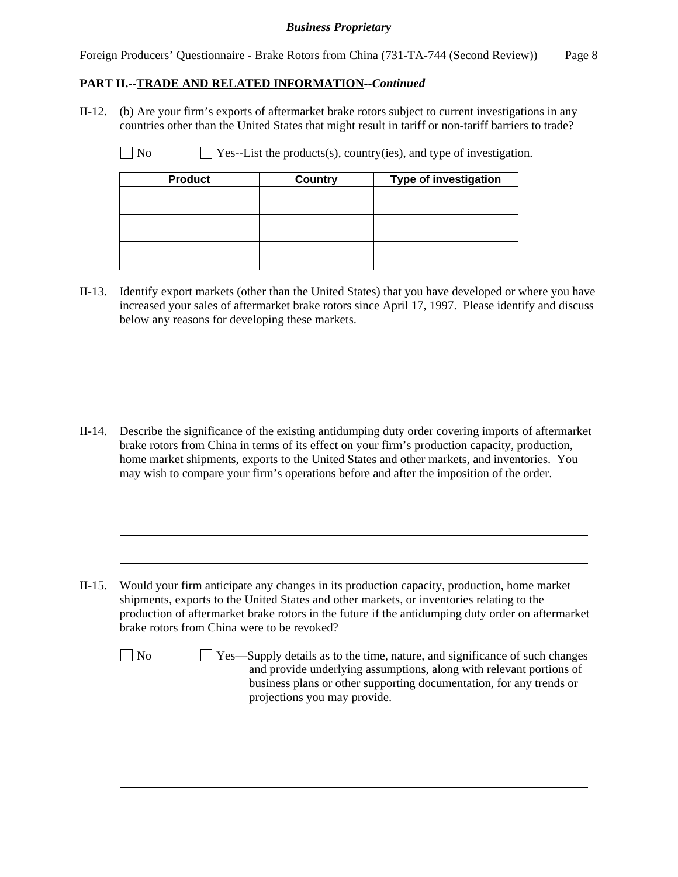**PART II.--TRADE AND RELATED INFORMATION--*Continued***

II-12. (b) Are your firm's exports of aftermarket brake rotors subject to current investigations in any countries other than the United States that might result in tariff or non-tariff barriers to trade?

☐ No ☐ Yes--List the products(s), country(ies), and type of investigation.

| Product | Country | Type of investigation |
|---|---|---|
| | | |
| | | |
| | | |

II-13. Identify export markets (other than the United States) that you have developed or where you have increased your sales of aftermarket brake rotors since April 17, 1997. Please identify and discuss below any reasons for developing these markets.

______________________________________________________________________

______________________________________________________________________

______________________________________________________________________

II-14. Describe the significance of the existing antidumping duty order covering imports of aftermarket brake rotors from China in terms of its effect on your firm's production capacity, production, home market shipments, exports to the United States and other markets, and inventories. You may wish to compare your firm's operations before and after the imposition of the order.

______________________________________________________________________

______________________________________________________________________

______________________________________________________________________

II-15. Would your firm anticipate any changes in its production capacity, production, home market shipments, exports to the United States and other markets, or inventories relating to the production of aftermarket brake rotors in the future if the antidumping duty order on aftermarket brake rotors from China were to be revoked?

☐ No ☐ Yes—Supply details as to the time, nature, and significance of such changes and provide underlying assumptions, along with relevant portions of business plans or other supporting documentation, for any trends or projections you may provide.

______________________________________________________________________

______________________________________________________________________

______________________________________________________________________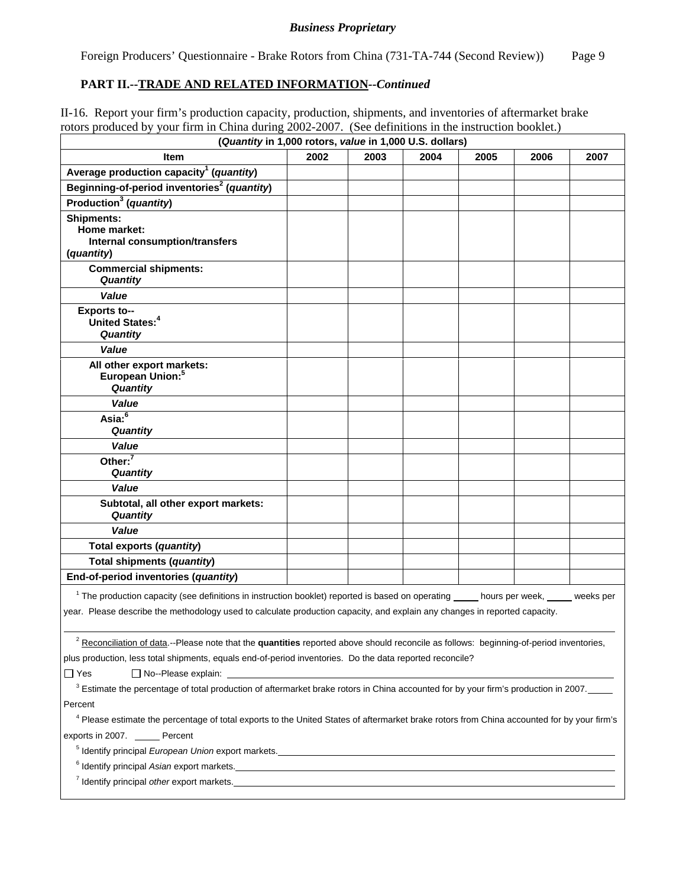*Business Proprietary*

Foreign Producers' Questionnaire - Brake Rotors from China (731-TA-744 (Second Review))

## PART II.--TRADE AND RELATED INFORMATION--*Continued*

II-16. Report your firm's production capacity, production, shipments, and inventories of aftermarket brake rotors produced by your firm in China during 2002-2007. (See definitions in the instruction booklet.)

| (*Quantity* in 1,000 rotors, *value* in 1,000 U.S. dollars) | | | | | | |
|---|---|---|---|---|---|---|
| **Item** | **2002** | **2003** | **2004** | **2005** | **2006** | **2007** |
| **Average production capacity[1] (*quantity*)** | | | | | | |
| **Beginning-of-period inventories[2] (*quantity*)** | | | | | | |
| **Production[3] (*quantity*)** | | | | | | |
| **Shipments: Home market: Internal consumption/transfers (*quantity*)** | | | | | | |
| **Commercial shipments: *Quantity*** | | | | | | |
| ***Value*** | | | | | | |
| **Exports to-- United States:[4] *Quantity*** | | | | | | |
| ***Value*** | | | | | | |
| **All other export markets: European Union:[5] *Quantity*** | | | | | | |
| ***Value*** | | | | | | |
| **Asia:[6] *Quantity*** | | | | | | |
| ***Value*** | | | | | | |
| **Other:[7] *Quantity*** | | | | | | |
| ***Value*** | | | | | | |
| **Subtotal, all other export markets: *Quantity*** | | | | | | |
| ***Value*** | | | | | | |
| **Total exports (*quantity*)** | | | | | | |
| **Total shipments (*quantity*)** | | | | | | |
| **End-of-period inventories (*quantity*)** | | | | | | |

[1] The production capacity (see definitions in instruction booklet) reported is based on operating _____ hours per week, _____ weeks per year. Please describe the methodology used to calculate production capacity, and explain any changes in reported capacity.

______________________________________________________________________

[2] Reconciliation of data.--Please note that the **quantities** reported above should reconcile as follows: beginning-of-period inventories, plus production, less total shipments, equals end-of-period inventories. Do the data reported reconcile?

☐ Yes ☐ No--Please explain: ______________________________________________

[3] Estimate the percentage of total production of aftermarket brake rotors in China accounted for by your firm's production in 2007. _____ Percent

[4] Please estimate the percentage of total exports to the United States of aftermarket brake rotors from China accounted for by your firm's exports in 2007. _____ Percent

[5] Identify principal *European Union* export markets. ______________________________

[6] Identify principal *Asian* export markets. ______________________________

[7] Identify principal *other* export markets. ______________________________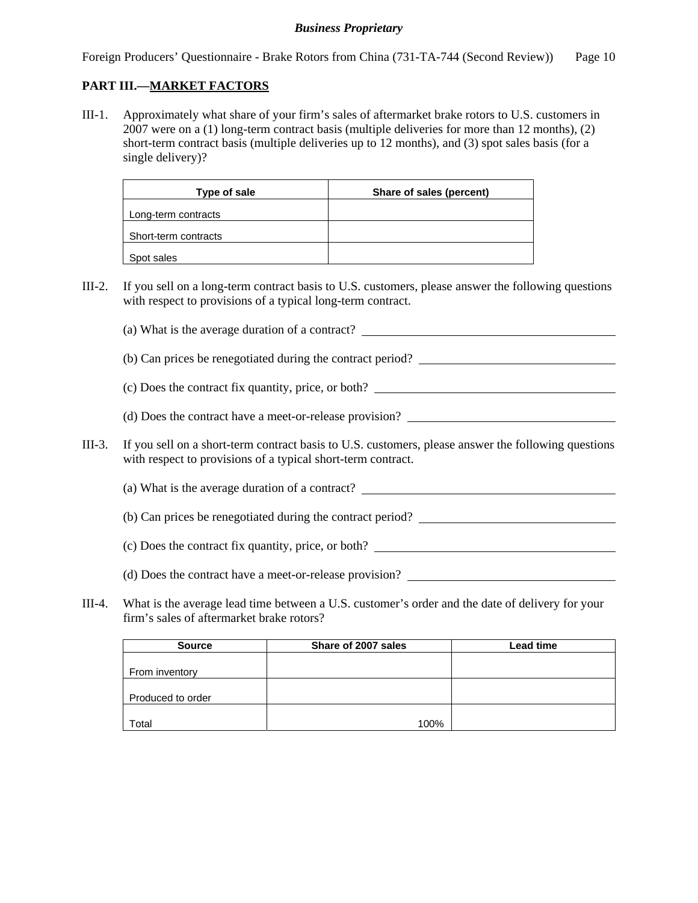## PART III.—MARKET FACTORS

III-1. Approximately what share of your firm's sales of aftermarket brake rotors to U.S. customers in 2007 were on a (1) long-term contract basis (multiple deliveries for more than 12 months), (2) short-term contract basis (multiple deliveries up to 12 months), and (3) spot sales basis (for a single delivery)?

| Type of sale | Share of sales (percent) |
|---|---|
| Long-term contracts | |
| Short-term contracts | |
| Spot sales | |

III-2. If you sell on a long-term contract basis to U.S. customers, please answer the following questions with respect to provisions of a typical long-term contract.

(a) What is the average duration of a contract? ______________________

(b) Can prices be renegotiated during the contract period? ______________________

(c) Does the contract fix quantity, price, or both? ______________________

(d) Does the contract have a meet-or-release provision? ______________________

III-3. If you sell on a short-term contract basis to U.S. customers, please answer the following questions with respect to provisions of a typical short-term contract.

(a) What is the average duration of a contract? ______________________

(b) Can prices be renegotiated during the contract period? ______________________

(c) Does the contract fix quantity, price, or both? ______________________

(d) Does the contract have a meet-or-release provision? ______________________

III-4. What is the average lead time between a U.S. customer's order and the date of delivery for your firm's sales of aftermarket brake rotors?

| Source | Share of 2007 sales | Lead time |
|---|---|---|
| From inventory | | |
| Produced to order | | |
| Total | 100% | |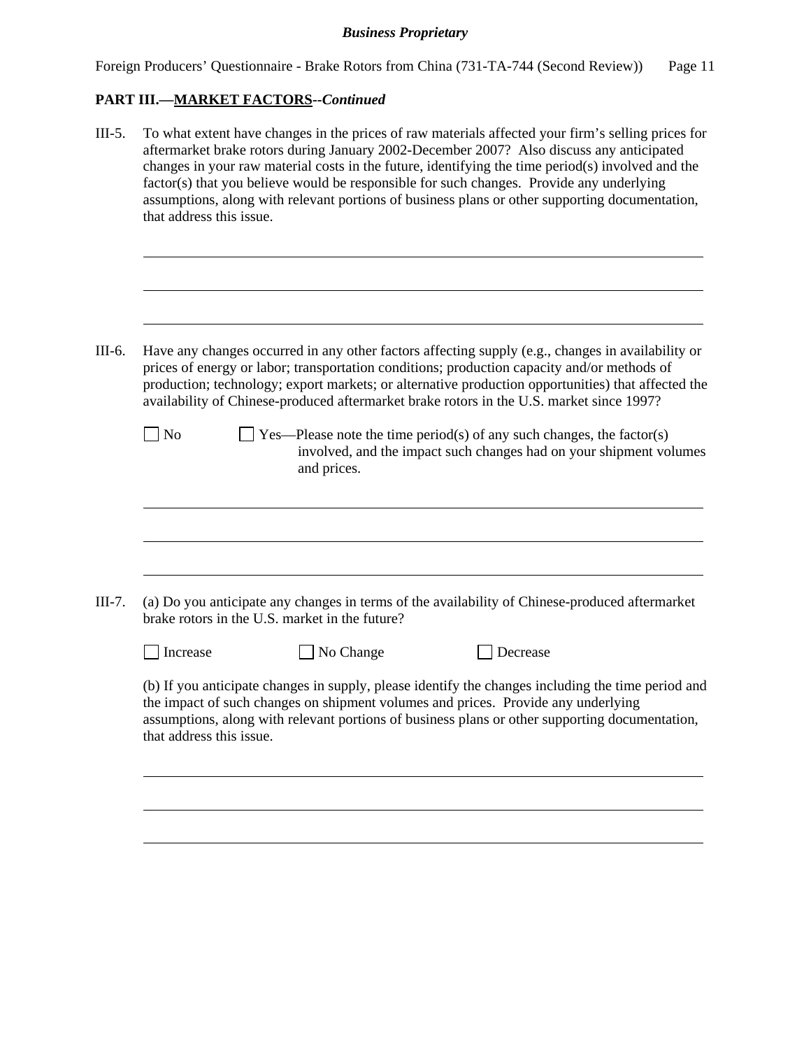**PART III.—MARKET FACTORS--*Continued***

III-5. To what extent have changes in the prices of raw materials affected your firm's selling prices for aftermarket brake rotors during January 2002-December 2007? Also discuss any anticipated changes in your raw material costs in the future, identifying the time period(s) involved and the factor(s) that you believe would be responsible for such changes. Provide any underlying assumptions, along with relevant portions of business plans or other supporting documentation, that address this issue.

\_\_\_\_\_\_\_\_\_\_\_\_\_\_\_\_\_\_\_\_\_\_\_\_\_\_\_\_\_\_\_\_\_\_\_\_\_\_\_\_\_\_\_\_\_\_\_\_\_\_\_\_\_\_\_\_\_\_\_\_\_\_\_\_\_\_\_\_\_\_\_\_\_\_\_\_\_\_

\_\_\_\_\_\_\_\_\_\_\_\_\_\_\_\_\_\_\_\_\_\_\_\_\_\_\_\_\_\_\_\_\_\_\_\_\_\_\_\_\_\_\_\_\_\_\_\_\_\_\_\_\_\_\_\_\_\_\_\_\_\_\_\_\_\_\_\_\_\_\_\_\_\_\_\_\_\_

\_\_\_\_\_\_\_\_\_\_\_\_\_\_\_\_\_\_\_\_\_\_\_\_\_\_\_\_\_\_\_\_\_\_\_\_\_\_\_\_\_\_\_\_\_\_\_\_\_\_\_\_\_\_\_\_\_\_\_\_\_\_\_\_\_\_\_\_\_\_\_\_\_\_\_\_\_\_

III-6. Have any changes occurred in any other factors affecting supply (e.g., changes in availability or prices of energy or labor; transportation conditions; production capacity and/or methods of production; technology; export markets; or alternative production opportunities) that affected the availability of Chinese-produced aftermarket brake rotors in the U.S. market since 1997?

☐ No ☐ Yes—Please note the time period(s) of any such changes, the factor(s) involved, and the impact such changes had on your shipment volumes and prices.

\_\_\_\_\_\_\_\_\_\_\_\_\_\_\_\_\_\_\_\_\_\_\_\_\_\_\_\_\_\_\_\_\_\_\_\_\_\_\_\_\_\_\_\_\_\_\_\_\_\_\_\_\_\_\_\_\_\_\_\_\_\_\_\_\_\_\_\_\_\_\_\_\_\_\_\_\_\_

\_\_\_\_\_\_\_\_\_\_\_\_\_\_\_\_\_\_\_\_\_\_\_\_\_\_\_\_\_\_\_\_\_\_\_\_\_\_\_\_\_\_\_\_\_\_\_\_\_\_\_\_\_\_\_\_\_\_\_\_\_\_\_\_\_\_\_\_\_\_\_\_\_\_\_\_\_\_

\_\_\_\_\_\_\_\_\_\_\_\_\_\_\_\_\_\_\_\_\_\_\_\_\_\_\_\_\_\_\_\_\_\_\_\_\_\_\_\_\_\_\_\_\_\_\_\_\_\_\_\_\_\_\_\_\_\_\_\_\_\_\_\_\_\_\_\_\_\_\_\_\_\_\_\_\_\_

III-7. (a) Do you anticipate any changes in terms of the availability of Chinese-produced aftermarket brake rotors in the U.S. market in the future?

☐ Increase ☐ No Change ☐ Decrease

(b) If you anticipate changes in supply, please identify the changes including the time period and the impact of such changes on shipment volumes and prices. Provide any underlying assumptions, along with relevant portions of business plans or other supporting documentation, that address this issue.

\_\_\_\_\_\_\_\_\_\_\_\_\_\_\_\_\_\_\_\_\_\_\_\_\_\_\_\_\_\_\_\_\_\_\_\_\_\_\_\_\_\_\_\_\_\_\_\_\_\_\_\_\_\_\_\_\_\_\_\_\_\_\_\_\_\_\_\_\_\_\_\_\_\_\_\_\_\_

\_\_\_\_\_\_\_\_\_\_\_\_\_\_\_\_\_\_\_\_\_\_\_\_\_\_\_\_\_\_\_\_\_\_\_\_\_\_\_\_\_\_\_\_\_\_\_\_\_\_\_\_\_\_\_\_\_\_\_\_\_\_\_\_\_\_\_\_\_\_\_\_\_\_\_\_\_\_

\_\_\_\_\_\_\_\_\_\_\_\_\_\_\_\_\_\_\_\_\_\_\_\_\_\_\_\_\_\_\_\_\_\_\_\_\_\_\_\_\_\_\_\_\_\_\_\_\_\_\_\_\_\_\_\_\_\_\_\_\_\_\_\_\_\_\_\_\_\_\_\_\_\_\_\_\_\_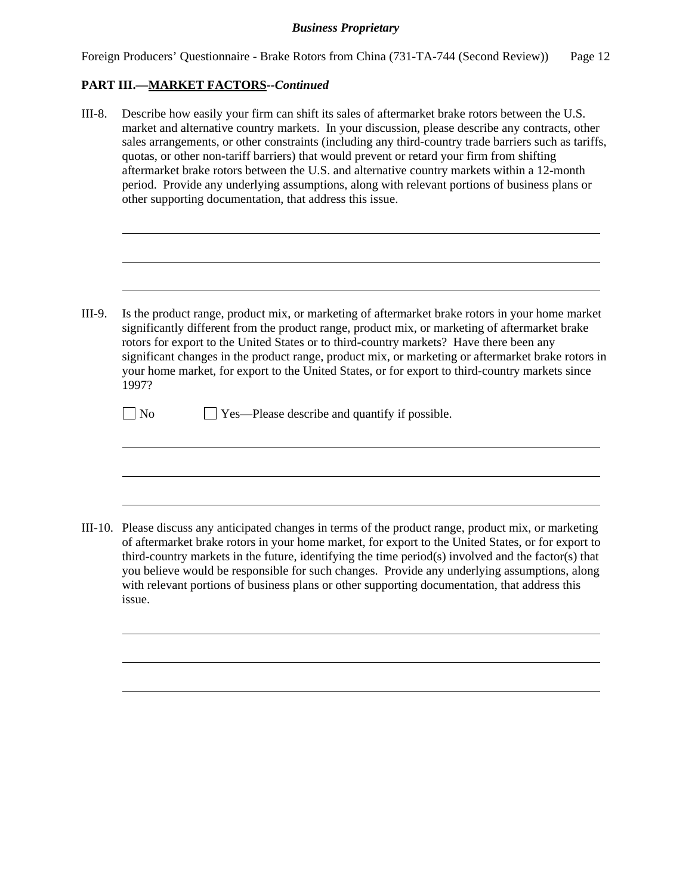**PART III.—MARKET FACTORS--*Continued***

III-8. Describe how easily your firm can shift its sales of aftermarket brake rotors between the U.S. market and alternative country markets. In your discussion, please describe any contracts, other sales arrangements, or other constraints (including any third-country trade barriers such as tariffs, quotas, or other non-tariff barriers) that would prevent or retard your firm from shifting aftermarket brake rotors between the U.S. and alternative country markets within a 12-month period. Provide any underlying assumptions, along with relevant portions of business plans or other supporting documentation, that address this issue.

______________________________________________________________________

______________________________________________________________________

______________________________________________________________________

III-9. Is the product range, product mix, or marketing of aftermarket brake rotors in your home market significantly different from the product range, product mix, or marketing of aftermarket brake rotors for export to the United States or to third-country markets? Have there been any significant changes in the product range, product mix, or marketing or aftermarket brake rotors in your home market, for export to the United States, or for export to third-country markets since 1997?

☐ No ☐ Yes—Please describe and quantify if possible.

______________________________________________________________________

______________________________________________________________________

______________________________________________________________________

III-10. Please discuss any anticipated changes in terms of the product range, product mix, or marketing of aftermarket brake rotors in your home market, for export to the United States, or for export to third-country markets in the future, identifying the time period(s) involved and the factor(s) that you believe would be responsible for such changes. Provide any underlying assumptions, along with relevant portions of business plans or other supporting documentation, that address this issue.

______________________________________________________________________

______________________________________________________________________

______________________________________________________________________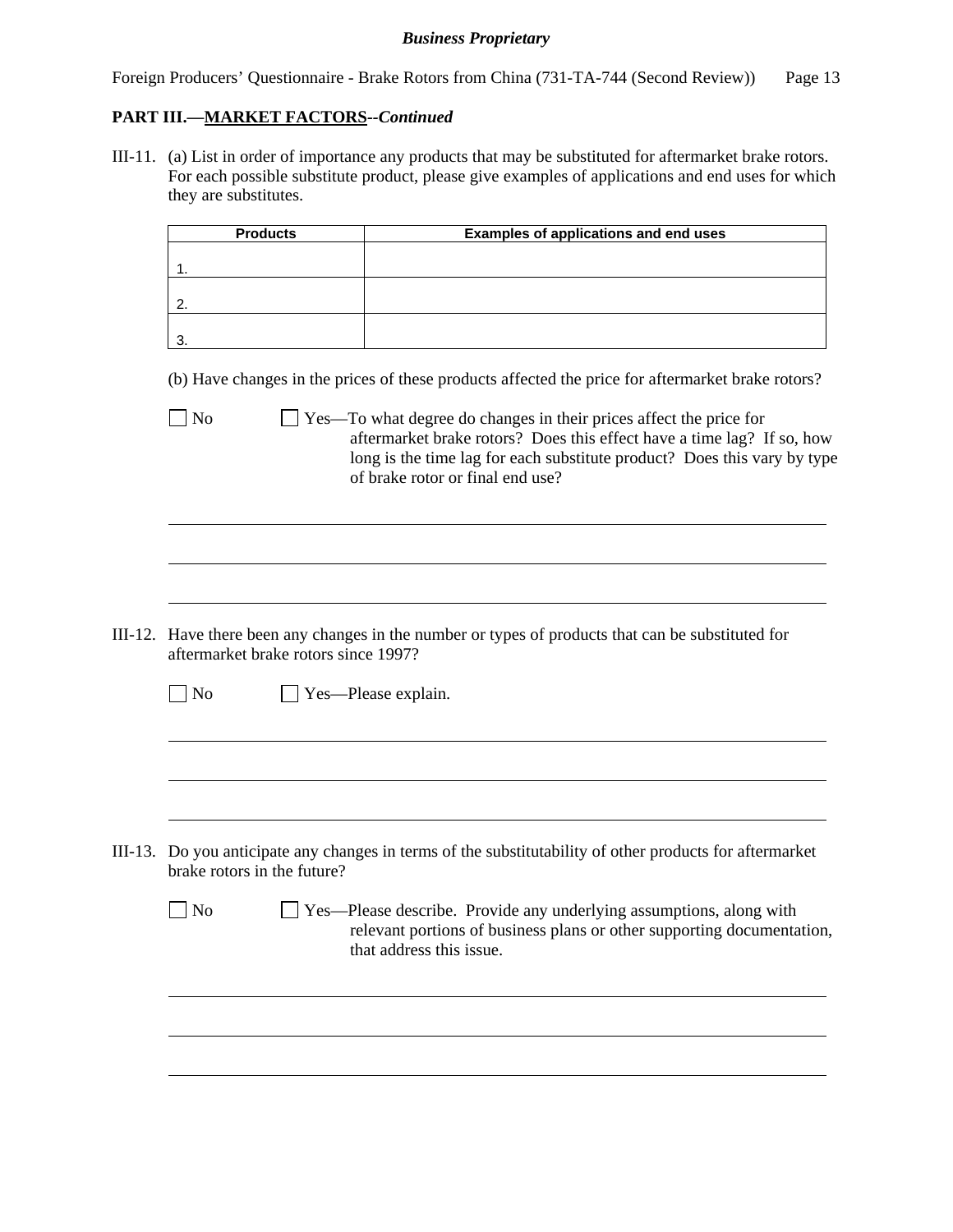**PART III.—MARKET FACTORS--*Continued***

III-11. (a) List in order of importance any products that may be substituted for aftermarket brake rotors. For each possible substitute product, please give examples of applications and end uses for which they are substitutes.

| Products | Examples of applications and end uses |
|---|---|
| 1. | |
| 2. | |
| 3. | |

(b) Have changes in the prices of these products affected the price for aftermarket brake rotors?

☐ No ☐ Yes—To what degree do changes in their prices affect the price for aftermarket brake rotors? Does this effect have a time lag? If so, how long is the time lag for each substitute product? Does this vary by type of brake rotor or final end use?

III-12. Have there been any changes in the number or types of products that can be substituted for aftermarket brake rotors since 1997?

☐ No ☐ Yes—Please explain.

III-13. Do you anticipate any changes in terms of the substitutability of other products for aftermarket brake rotors in the future?

☐ No ☐ Yes—Please describe. Provide any underlying assumptions, along with relevant portions of business plans or other supporting documentation, that address this issue.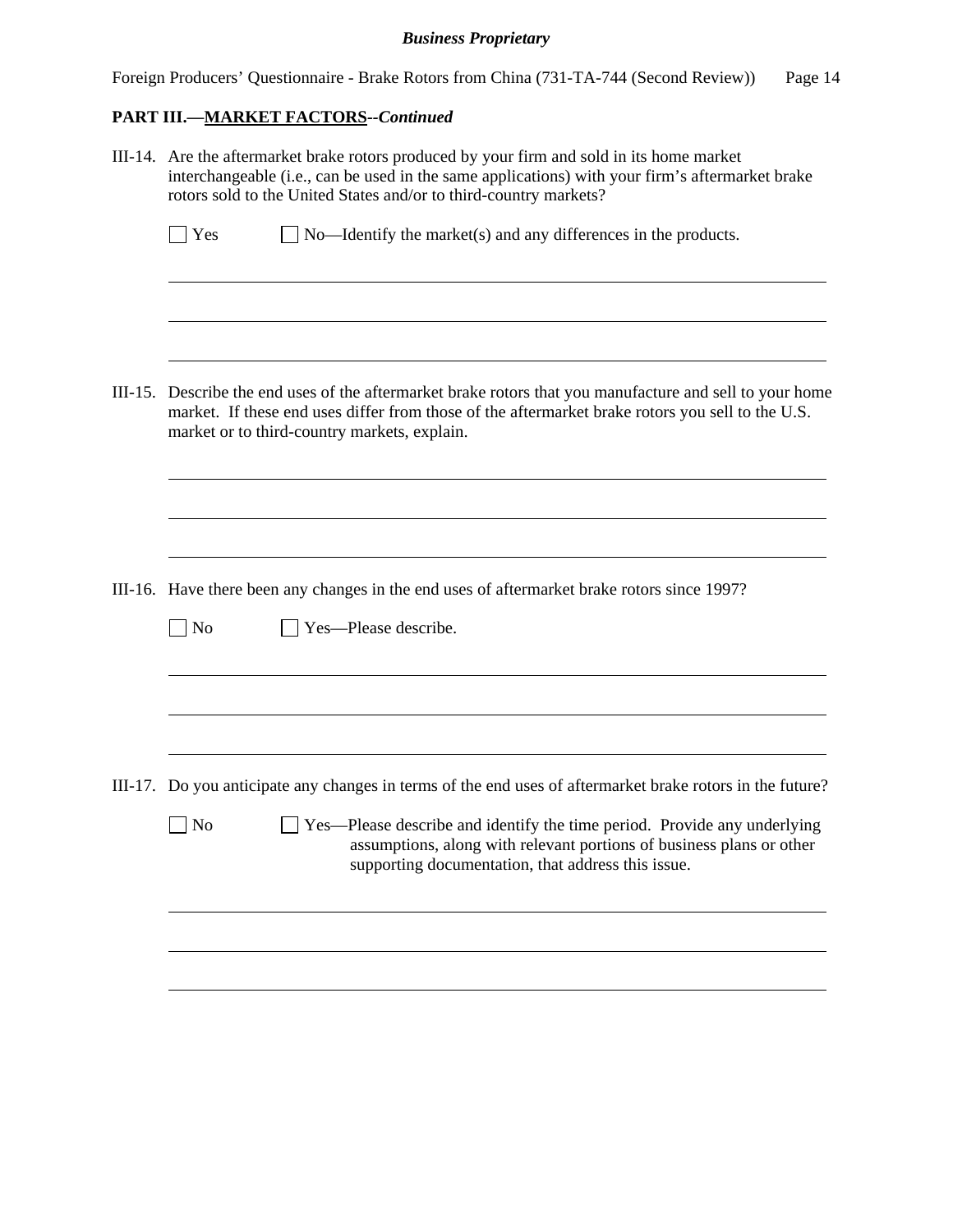**PART III.—MARKET FACTORS--*Continued***

III-14. Are the aftermarket brake rotors produced by your firm and sold in its home market interchangeable (i.e., can be used in the same applications) with your firm's aftermarket brake rotors sold to the United States and/or to third-country markets?

☐ Yes ☐ No—Identify the market(s) and any differences in the products.

\_\_\_\_\_\_\_\_\_\_\_\_\_\_\_\_\_\_\_\_\_\_\_\_\_\_\_\_\_\_\_\_\_\_\_\_\_\_\_\_\_\_\_\_\_\_\_\_\_\_\_\_\_\_\_\_\_\_\_\_\_\_\_\_\_\_\_\_\_\_\_\_

\_\_\_\_\_\_\_\_\_\_\_\_\_\_\_\_\_\_\_\_\_\_\_\_\_\_\_\_\_\_\_\_\_\_\_\_\_\_\_\_\_\_\_\_\_\_\_\_\_\_\_\_\_\_\_\_\_\_\_\_\_\_\_\_\_\_\_\_\_\_\_\_

\_\_\_\_\_\_\_\_\_\_\_\_\_\_\_\_\_\_\_\_\_\_\_\_\_\_\_\_\_\_\_\_\_\_\_\_\_\_\_\_\_\_\_\_\_\_\_\_\_\_\_\_\_\_\_\_\_\_\_\_\_\_\_\_\_\_\_\_\_\_\_\_

III-15. Describe the end uses of the aftermarket brake rotors that you manufacture and sell to your home market. If these end uses differ from those of the aftermarket brake rotors you sell to the U.S. market or to third-country markets, explain.

\_\_\_\_\_\_\_\_\_\_\_\_\_\_\_\_\_\_\_\_\_\_\_\_\_\_\_\_\_\_\_\_\_\_\_\_\_\_\_\_\_\_\_\_\_\_\_\_\_\_\_\_\_\_\_\_\_\_\_\_\_\_\_\_\_\_\_\_\_\_\_\_

\_\_\_\_\_\_\_\_\_\_\_\_\_\_\_\_\_\_\_\_\_\_\_\_\_\_\_\_\_\_\_\_\_\_\_\_\_\_\_\_\_\_\_\_\_\_\_\_\_\_\_\_\_\_\_\_\_\_\_\_\_\_\_\_\_\_\_\_\_\_\_\_

\_\_\_\_\_\_\_\_\_\_\_\_\_\_\_\_\_\_\_\_\_\_\_\_\_\_\_\_\_\_\_\_\_\_\_\_\_\_\_\_\_\_\_\_\_\_\_\_\_\_\_\_\_\_\_\_\_\_\_\_\_\_\_\_\_\_\_\_\_\_\_\_

III-16. Have there been any changes in the end uses of aftermarket brake rotors since 1997?

☐ No ☐ Yes—Please describe.

\_\_\_\_\_\_\_\_\_\_\_\_\_\_\_\_\_\_\_\_\_\_\_\_\_\_\_\_\_\_\_\_\_\_\_\_\_\_\_\_\_\_\_\_\_\_\_\_\_\_\_\_\_\_\_\_\_\_\_\_\_\_\_\_\_\_\_\_\_\_\_\_

\_\_\_\_\_\_\_\_\_\_\_\_\_\_\_\_\_\_\_\_\_\_\_\_\_\_\_\_\_\_\_\_\_\_\_\_\_\_\_\_\_\_\_\_\_\_\_\_\_\_\_\_\_\_\_\_\_\_\_\_\_\_\_\_\_\_\_\_\_\_\_\_

\_\_\_\_\_\_\_\_\_\_\_\_\_\_\_\_\_\_\_\_\_\_\_\_\_\_\_\_\_\_\_\_\_\_\_\_\_\_\_\_\_\_\_\_\_\_\_\_\_\_\_\_\_\_\_\_\_\_\_\_\_\_\_\_\_\_\_\_\_\_\_\_

III-17. Do you anticipate any changes in terms of the end uses of aftermarket brake rotors in the future?

☐ No ☐ Yes—Please describe and identify the time period. Provide any underlying assumptions, along with relevant portions of business plans or other supporting documentation, that address this issue.

\_\_\_\_\_\_\_\_\_\_\_\_\_\_\_\_\_\_\_\_\_\_\_\_\_\_\_\_\_\_\_\_\_\_\_\_\_\_\_\_\_\_\_\_\_\_\_\_\_\_\_\_\_\_\_\_\_\_\_\_\_\_\_\_\_\_\_\_\_\_\_\_

\_\_\_\_\_\_\_\_\_\_\_\_\_\_\_\_\_\_\_\_\_\_\_\_\_\_\_\_\_\_\_\_\_\_\_\_\_\_\_\_\_\_\_\_\_\_\_\_\_\_\_\_\_\_\_\_\_\_\_\_\_\_\_\_\_\_\_\_\_\_\_\_

\_\_\_\_\_\_\_\_\_\_\_\_\_\_\_\_\_\_\_\_\_\_\_\_\_\_\_\_\_\_\_\_\_\_\_\_\_\_\_\_\_\_\_\_\_\_\_\_\_\_\_\_\_\_\_\_\_\_\_\_\_\_\_\_\_\_\_\_\_\_\_\_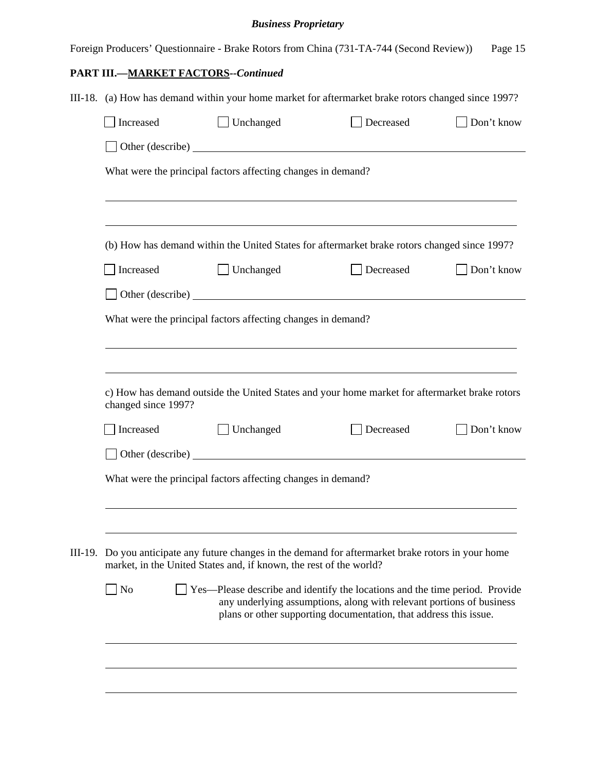**PART III.—MARKET FACTORS--*Continued***

III-18. (a) How has demand within your home market for aftermarket brake rotors changed since 1997?

☐ Increased ☐ Unchanged ☐ Decreased ☐ Don't know

☐ Other (describe) ______________________________

What were the principal factors affecting changes in demand?

______________________________

______________________________

(b) How has demand within the United States for aftermarket brake rotors changed since 1997?

☐ Increased ☐ Unchanged ☐ Decreased ☐ Don't know

☐ Other (describe) ______________________________

What were the principal factors affecting changes in demand?

______________________________

______________________________

c) How has demand outside the United States and your home market for aftermarket brake rotors changed since 1997?

☐ Increased ☐ Unchanged ☐ Decreased ☐ Don't know

☐ Other (describe) ______________________________

What were the principal factors affecting changes in demand?

______________________________

______________________________

III-19. Do you anticipate any future changes in the demand for aftermarket brake rotors in your home market, in the United States and, if known, the rest of the world?

☐ No ☐ Yes—Please describe and identify the locations and the time period. Provide any underlying assumptions, along with relevant portions of business plans or other supporting documentation, that address this issue.

______________________________

______________________________

______________________________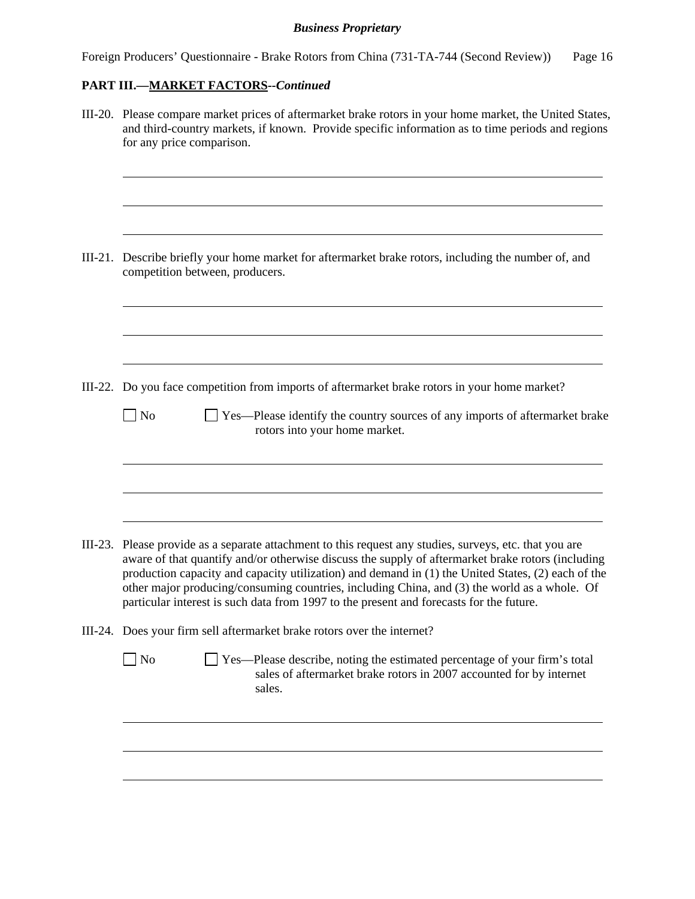## PART III.—MARKET FACTORS--*Continued*

III-20. Please compare market prices of aftermarket brake rotors in your home market, the United States, and third-country markets, if known. Provide specific information as to time periods and regions for any price comparison.

\_\_\_\_\_\_\_\_\_\_\_\_\_\_\_\_\_\_\_\_\_\_\_\_\_\_\_\_\_\_\_\_\_\_\_\_\_\_\_\_\_\_\_\_\_\_\_\_\_\_\_\_\_\_\_\_\_\_\_\_\_\_\_\_\_\_\_\_\_\_\_\_

\_\_\_\_\_\_\_\_\_\_\_\_\_\_\_\_\_\_\_\_\_\_\_\_\_\_\_\_\_\_\_\_\_\_\_\_\_\_\_\_\_\_\_\_\_\_\_\_\_\_\_\_\_\_\_\_\_\_\_\_\_\_\_\_\_\_\_\_\_\_\_\_

\_\_\_\_\_\_\_\_\_\_\_\_\_\_\_\_\_\_\_\_\_\_\_\_\_\_\_\_\_\_\_\_\_\_\_\_\_\_\_\_\_\_\_\_\_\_\_\_\_\_\_\_\_\_\_\_\_\_\_\_\_\_\_\_\_\_\_\_\_\_\_\_

III-21. Describe briefly your home market for aftermarket brake rotors, including the number of, and competition between, producers.

\_\_\_\_\_\_\_\_\_\_\_\_\_\_\_\_\_\_\_\_\_\_\_\_\_\_\_\_\_\_\_\_\_\_\_\_\_\_\_\_\_\_\_\_\_\_\_\_\_\_\_\_\_\_\_\_\_\_\_\_\_\_\_\_\_\_\_\_\_\_\_\_

\_\_\_\_\_\_\_\_\_\_\_\_\_\_\_\_\_\_\_\_\_\_\_\_\_\_\_\_\_\_\_\_\_\_\_\_\_\_\_\_\_\_\_\_\_\_\_\_\_\_\_\_\_\_\_\_\_\_\_\_\_\_\_\_\_\_\_\_\_\_\_\_

\_\_\_\_\_\_\_\_\_\_\_\_\_\_\_\_\_\_\_\_\_\_\_\_\_\_\_\_\_\_\_\_\_\_\_\_\_\_\_\_\_\_\_\_\_\_\_\_\_\_\_\_\_\_\_\_\_\_\_\_\_\_\_\_\_\_\_\_\_\_\_\_

III-22. Do you face competition from imports of aftermarket brake rotors in your home market?

☐ No ☐ Yes—Please identify the country sources of any imports of aftermarket brake rotors into your home market.

\_\_\_\_\_\_\_\_\_\_\_\_\_\_\_\_\_\_\_\_\_\_\_\_\_\_\_\_\_\_\_\_\_\_\_\_\_\_\_\_\_\_\_\_\_\_\_\_\_\_\_\_\_\_\_\_\_\_\_\_\_\_\_\_\_\_\_\_\_\_\_\_

\_\_\_\_\_\_\_\_\_\_\_\_\_\_\_\_\_\_\_\_\_\_\_\_\_\_\_\_\_\_\_\_\_\_\_\_\_\_\_\_\_\_\_\_\_\_\_\_\_\_\_\_\_\_\_\_\_\_\_\_\_\_\_\_\_\_\_\_\_\_\_\_

\_\_\_\_\_\_\_\_\_\_\_\_\_\_\_\_\_\_\_\_\_\_\_\_\_\_\_\_\_\_\_\_\_\_\_\_\_\_\_\_\_\_\_\_\_\_\_\_\_\_\_\_\_\_\_\_\_\_\_\_\_\_\_\_\_\_\_\_\_\_\_\_

III-23. Please provide as a separate attachment to this request any studies, surveys, etc. that you are aware of that quantify and/or otherwise discuss the supply of aftermarket brake rotors (including production capacity and capacity utilization) and demand in (1) the United States, (2) each of the other major producing/consuming countries, including China, and (3) the world as a whole. Of particular interest is such data from 1997 to the present and forecasts for the future.

III-24. Does your firm sell aftermarket brake rotors over the internet?

☐ No ☐ Yes—Please describe, noting the estimated percentage of your firm's total sales of aftermarket brake rotors in 2007 accounted for by internet sales.

\_\_\_\_\_\_\_\_\_\_\_\_\_\_\_\_\_\_\_\_\_\_\_\_\_\_\_\_\_\_\_\_\_\_\_\_\_\_\_\_\_\_\_\_\_\_\_\_\_\_\_\_\_\_\_\_\_\_\_\_\_\_\_\_\_\_\_\_\_\_\_\_

\_\_\_\_\_\_\_\_\_\_\_\_\_\_\_\_\_\_\_\_\_\_\_\_\_\_\_\_\_\_\_\_\_\_\_\_\_\_\_\_\_\_\_\_\_\_\_\_\_\_\_\_\_\_\_\_\_\_\_\_\_\_\_\_\_\_\_\_\_\_\_\_

\_\_\_\_\_\_\_\_\_\_\_\_\_\_\_\_\_\_\_\_\_\_\_\_\_\_\_\_\_\_\_\_\_\_\_\_\_\_\_\_\_\_\_\_\_\_\_\_\_\_\_\_\_\_\_\_\_\_\_\_\_\_\_\_\_\_\_\_\_\_\_\_